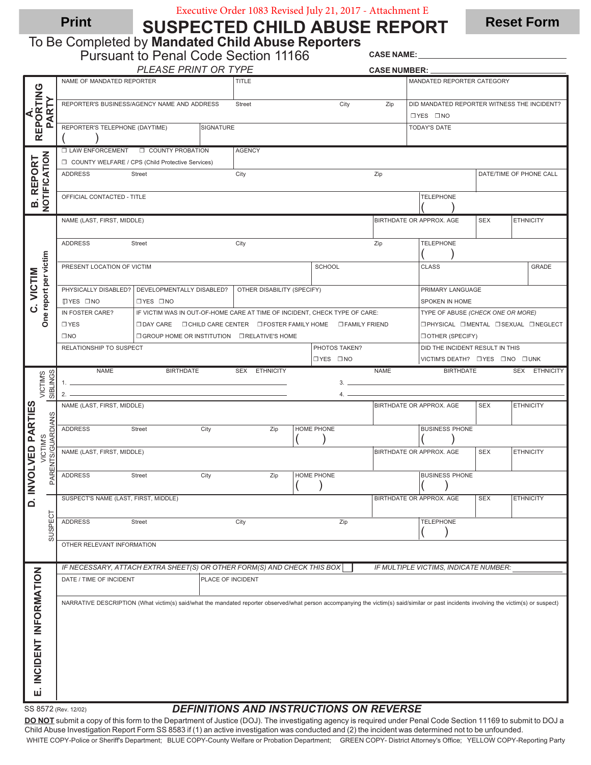Executive Order 1083 Revised July 21, 2017 - Attachment E

Print

# SUSPECTED CHILD ABUSE REPORT

Reset Form

To Be Completed by **Mandated Child Abuse Reporters**
Pursuant to Penal Code Section 11166

*PLEASE PRINT OR TYPE*

CASE NAME: ____________________

CASE NUMBER: ____________________

## A. REPORTING PARTY

| NAME OF MANDATED REPORTER | TITLE | MANDATED REPORTER CATEGORY |
|---|---|---|
| REPORTER'S BUSINESS/AGENCY NAME AND ADDRESS — Street, City, Zip | | DID MANDATED REPORTER WITNESS THE INCIDENT? ☐YES ☐NO |
| REPORTER'S TELEPHONE (DAYTIME) ( ) | SIGNATURE | TODAY'S DATE |

## B. REPORT NOTIFICATION

| ☐ LAW ENFORCEMENT ☐ COUNTY PROBATION ☐ COUNTY WELFARE / CPS (Child Protective Services) | AGENCY | |
|---|---|---|
| ADDRESS — Street, City, Zip | | DATE/TIME OF PHONE CALL |
| OFFICIAL CONTACTED - TITLE | | TELEPHONE ( ) |

## C. VICTIM
*One report per victim*

| NAME (LAST, FIRST, MIDDLE) | BIRTHDATE OR APPROX. AGE | SEX | ETHNICITY |
|---|---|---|---|
| ADDRESS — Street, City, Zip | TELEPHONE ( ) | | |
| PRESENT LOCATION OF VICTIM | SCHOOL | CLASS | GRADE |
| PHYSICALLY DISABLED? ☐YES ☐NO / DEVELOPMENTALLY DISABLED? ☐YES ☐NO / OTHER DISABILITY (SPECIFY) | | PRIMARY LANGUAGE SPOKEN IN HOME | |
| IN FOSTER CARE? ☐YES ☐NO | IF VICTIM WAS IN OUT-OF-HOME CARE AT TIME OF INCIDENT, CHECK TYPE OF CARE: ☐DAY CARE ☐CHILD CARE CENTER ☐FOSTER FAMILY HOME ☐FAMILY FRIEND ☐GROUP HOME OR INSTITUTION ☐RELATIVE'S HOME | TYPE OF ABUSE (*CHECK ONE OR MORE*) ☐PHYSICAL ☐MENTAL ☐SEXUAL ☐NEGLECT ☐OTHER (SPECIFY) | |
| RELATIONSHIP TO SUSPECT | PHOTOS TAKEN? ☐YES ☐NO | DID THE INCIDENT RESULT IN THIS VICTIM'S DEATH? ☐YES ☐NO ☐UNK | |

## D. INVOLVED PARTIES

**VICTIM'S SIBLINGS**

| | NAME | BIRTHDATE | SEX | ETHNICITY | | NAME | BIRTHDATE | SEX | ETHNICITY |
|---|---|---|---|---|---|---|---|---|---|
| 1. | | | | | 3. | | | | |
| 2. | | | | | 4. | | | | |

**VICTIM'S PARENTS/GUARDIANS**

| NAME (LAST, FIRST, MIDDLE) | | BIRTHDATE OR APPROX. AGE | SEX | ETHNICITY |
|---|---|---|---|---|
| ADDRESS — Street, City, Zip | HOME PHONE ( ) | BUSINESS PHONE ( ) | | |
| NAME (LAST, FIRST, MIDDLE) | | BIRTHDATE OR APPROX. AGE | SEX | ETHNICITY |
| ADDRESS — Street, City, Zip | HOME PHONE ( ) | BUSINESS PHONE ( ) | | |

**SUSPECT**

| SUSPECT'S NAME (LAST, FIRST, MIDDLE) | BIRTHDATE OR APPROX. AGE | SEX | ETHNICITY |
|---|---|---|---|
| ADDRESS — Street, City, Zip | TELEPHONE ( ) | | |
| OTHER RELEVANT INFORMATION | | | |

## E. INCIDENT INFORMATION

*IF NECESSARY, ATTACH EXTRA SHEET(S) OR OTHER FORM(S) AND CHECK THIS BOX* ☐ *IF MULTIPLE VICTIMS, INDICATE NUMBER:* ______

| DATE / TIME OF INCIDENT | PLACE OF INCIDENT |
|---|---|

NARRATIVE DESCRIPTION (What victim(s) said/what the mandated reporter observed/what person accompanying the victim(s) said/similar or past incidents involving the victim(s) or suspect)

SS 8572 (Rev. 12/02)

***DEFINITIONS AND INSTRUCTIONS ON REVERSE***

**DO NOT** submit a copy of this form to the Department of Justice (DOJ). The investigating agency is required under Penal Code Section 11169 to submit to DOJ a Child Abuse Investigation Report Form SS 8583 if (1) an active investigation was conducted and (2) the incident was determined not to be unfounded.

WHITE COPY-Police or Sheriff's Department; BLUE COPY-County Welfare or Probation Department; GREEN COPY- District Attorney's Office; YELLOW COPY-Reporting Party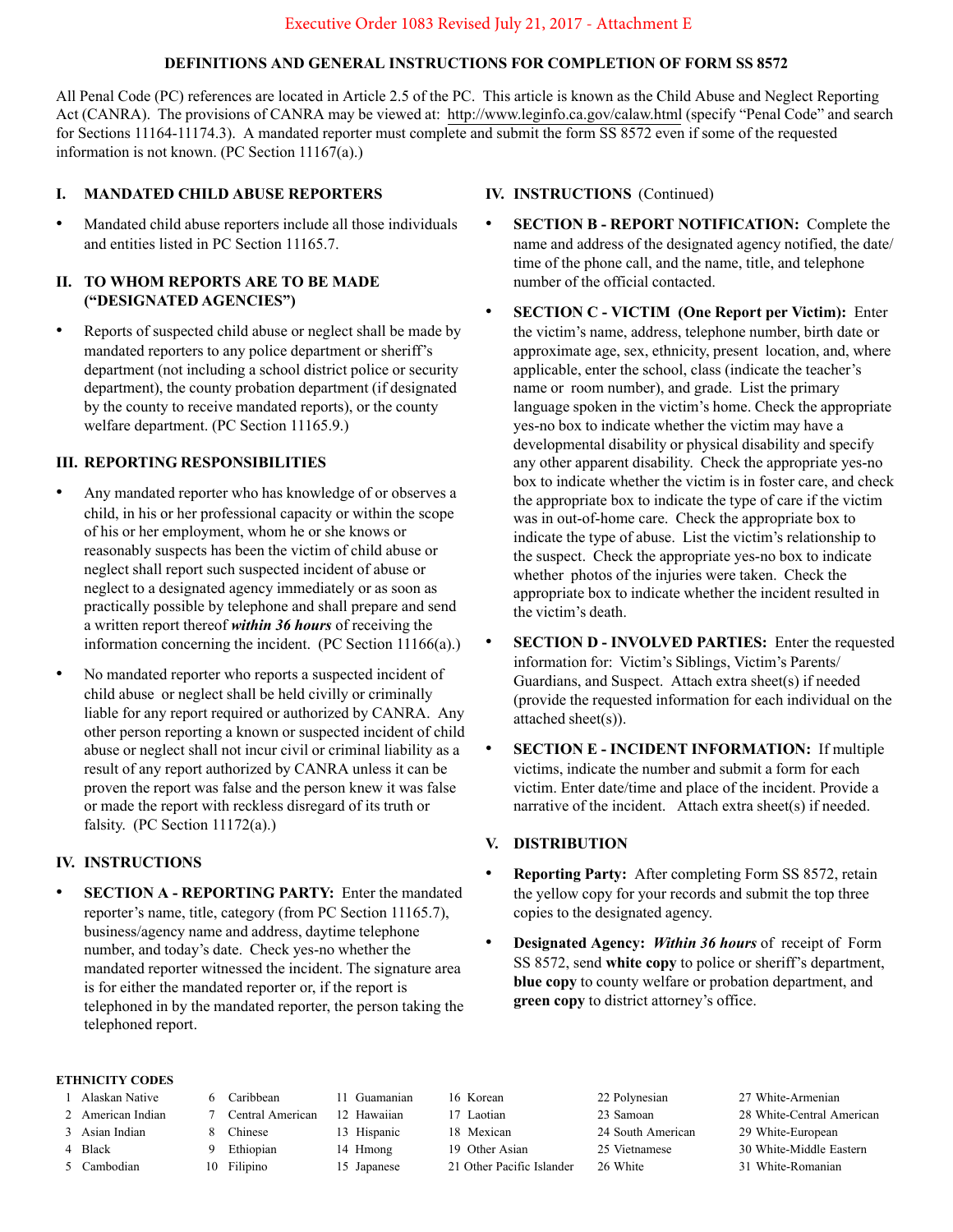Executive Order 1083 Revised July 21, 2017 - Attachment E

## DEFINITIONS AND GENERAL INSTRUCTIONS FOR COMPLETION OF FORM SS 8572

All Penal Code (PC) references are located in Article 2.5 of the PC. This article is known as the Child Abuse and Neglect Reporting Act (CANRA). The provisions of CANRA may be viewed at: http://www.leginfo.ca.gov/calaw.html (specify "Penal Code" and search for Sections 11164-11174.3). A mandated reporter must complete and submit the form SS 8572 even if some of the requested information is not known. (PC Section 11167(a).)

### I. MANDATED CHILD ABUSE REPORTERS

- Mandated child abuse reporters include all those individuals and entities listed in PC Section 11165.7.

### II. TO WHOM REPORTS ARE TO BE MADE ("DESIGNATED AGENCIES")

- Reports of suspected child abuse or neglect shall be made by mandated reporters to any police department or sheriff's department (not including a school district police or security department), the county probation department (if designated by the county to receive mandated reports), or the county welfare department. (PC Section 11165.9.)

### III. REPORTING RESPONSIBILITIES

- Any mandated reporter who has knowledge of or observes a child, in his or her professional capacity or within the scope of his or her employment, whom he or she knows or reasonably suspects has been the victim of child abuse or neglect shall report such suspected incident of abuse or neglect to a designated agency immediately or as soon as practically possible by telephone and shall prepare and send a written report thereof ***within 36 hours*** of receiving the information concerning the incident. (PC Section 11166(a).)
- No mandated reporter who reports a suspected incident of child abuse or neglect shall be held civilly or criminally liable for any report required or authorized by CANRA. Any other person reporting a known or suspected incident of child abuse or neglect shall not incur civil or criminal liability as a result of any report authorized by CANRA unless it can be proven the report was false and the person knew it was false or made the report with reckless disregard of its truth or falsity. (PC Section 11172(a).)

### IV. INSTRUCTIONS

- **SECTION A - REPORTING PARTY:** Enter the mandated reporter's name, title, category (from PC Section 11165.7), business/agency name and address, daytime telephone number, and today's date. Check yes-no whether the mandated reporter witnessed the incident. The signature area is for either the mandated reporter or, if the report is telephoned in by the mandated reporter, the person taking the telephoned report.
- **SECTION B - REPORT NOTIFICATION:** Complete the name and address of the designated agency notified, the date/time of the phone call, and the name, title, and telephone number of the official contacted.
- **SECTION C - VICTIM (One Report per Victim):** Enter the victim's name, address, telephone number, birth date or approximate age, sex, ethnicity, present location, and, where applicable, enter the school, class (indicate the teacher's name or room number), and grade. List the primary language spoken in the victim's home. Check the appropriate yes-no box to indicate whether the victim may have a developmental disability or physical disability and specify any other apparent disability. Check the appropriate yes-no box to indicate whether the victim is in foster care, and check the appropriate box to indicate the type of care if the victim was in out-of-home care. Check the appropriate box to indicate the type of abuse. List the victim's relationship to the suspect. Check the appropriate yes-no box to indicate whether photos of the injuries were taken. Check the appropriate box to indicate whether the incident resulted in the victim's death.
- **SECTION D - INVOLVED PARTIES:** Enter the requested information for: Victim's Siblings, Victim's Parents/Guardians, and Suspect. Attach extra sheet(s) if needed (provide the requested information for each individual on the attached sheet(s)).
- **SECTION E - INCIDENT INFORMATION:** If multiple victims, indicate the number and submit a form for each victim. Enter date/time and place of the incident. Provide a narrative of the incident. Attach extra sheet(s) if needed.

### V. DISTRIBUTION

- **Reporting Party:** After completing Form SS 8572, retain the yellow copy for your records and submit the top three copies to the designated agency.
- **Designated Agency:** ***Within 36 hours*** of receipt of Form SS 8572, send **white copy** to police or sheriff's department, **blue copy** to county welfare or probation department, and **green copy** to district attorney's office.

**ETHNICITY CODES**

| | | | | | |
|---|---|---|---|---|---|
| 1 Alaskan Native | 6 Caribbean | 11 Guamanian | 16 Korean | 22 Polynesian | 27 White-Armenian |
| 2 American Indian | 7 Central American | 12 Hawaiian | 17 Laotian | 23 Samoan | 28 White-Central American |
| 3 Asian Indian | 8 Chinese | 13 Hispanic | 18 Mexican | 24 South American | 29 White-European |
| 4 Black | 9 Ethiopian | 14 Hmong | 19 Other Asian | 25 Vietnamese | 30 White-Middle Eastern |
| 5 Cambodian | 10 Filipino | 15 Japanese | 21 Other Pacific Islander | 26 White | 31 White-Romanian |